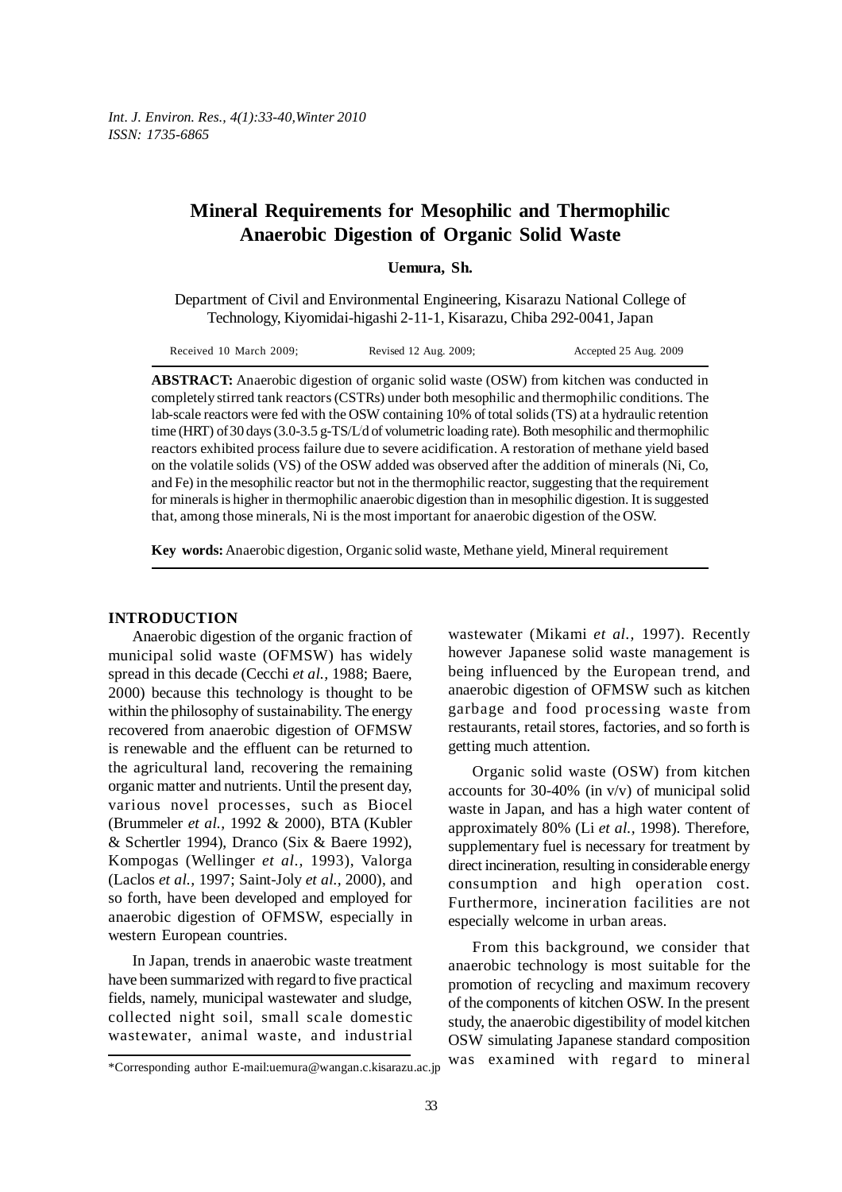# Mineral Requirements for Mesophilic and Thermophilic Anaerobic Digestion of Organic Solid Waste

**Uemura, Sh.**

Department of Civil and Environmental Engineering, Kisarazu National College of Technology, Kiyomidai-higashi 2-11-1, Kisarazu, Chiba 292-0041, Japan

Received 10 March 2009; Revised 12 Aug. 2009; Accepted 25 Aug. 2009

**ABSTRACT:** Anaerobic digestion of organic solid waste (OSW) from kitchen was conducted in completely stirred tank reactors (CSTRs) under both mesophilic and thermophilic conditions. The lab-scale reactors were fed with the OSW containing 10% of total solids (TS) at a hydraulic retention time (HRT) of 30 days (3.0-3.5 g-TS/L/d of volumetric loading rate). Both mesophilic and thermophilic reactors exhibited process failure due to severe acidification. A restoration of methane yield based on the volatile solids (VS) of the OSW added was observed after the addition of minerals (Ni, Co, and Fe) in the mesophilic reactor but not in the thermophilic reactor, suggesting that the requirement for minerals is higher in thermophilic anaerobic digestion than in mesophilic digestion. It is suggested that, among those minerals, Ni is the most important for anaerobic digestion of the OSW.

**Key words:** Anaerobic digestion, Organic solid waste, Methane yield, Mineral requirement

## INTRODUCTION

Anaerobic digestion of the organic fraction of municipal solid waste (OFMSW) has widely spread in this decade (Cecchi *et al.*, 1988; Baere, 2000) because this technology is thought to be within the philosophy of sustainability. The energy recovered from anaerobic digestion of OFMSW is renewable and the effluent can be returned to the agricultural land, recovering the remaining organic matter and nutrients. Until the present day, various novel processes, such as Biocel (Brummeler *et al.*, 1992 & 2000), BTA (Kubler & Schertler 1994), Dranco (Six & Baere 1992), Kompogas (Wellinger *et al.*, 1993), Valorga (Laclos *et al.*, 1997; Saint-Joly *et al.*, 2000), and so forth, have been developed and employed for anaerobic digestion of OFMSW, especially in western European countries.

In Japan, trends in anaerobic waste treatment have been summarized with regard to five practical fields, namely, municipal wastewater and sludge, collected night soil, small scale domestic wastewater, animal waste, and industrial wastewater (Mikami *et al.*, 1997). Recently however Japanese solid waste management is being influenced by the European trend, and anaerobic digestion of OFMSW such as kitchen garbage and food processing waste from restaurants, retail stores, factories, and so forth is getting much attention.

Organic solid waste (OSW) from kitchen accounts for 30-40% (in v/v) of municipal solid waste in Japan, and has a high water content of approximately 80% (Li *et al.*, 1998). Therefore, supplementary fuel is necessary for treatment by direct incineration, resulting in considerable energy consumption and high operation cost. Furthermore, incineration facilities are not especially welcome in urban areas.

From this background, we consider that anaerobic technology is most suitable for the promotion of recycling and maximum recovery of the components of kitchen OSW. In the present study, the anaerobic digestibility of model kitchen OSW simulating Japanese standard composition was examined with regard to mineral

\*Corresponding author E-mail:uemura@wangan.c.kisarazu.ac.jp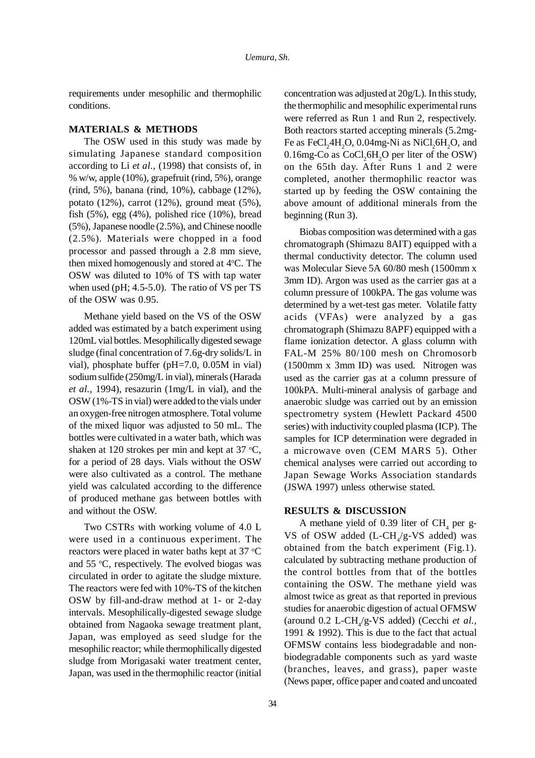requirements under mesophilic and thermophilic conditions.

## MATERIALS & METHODS

The OSW used in this study was made by simulating Japanese standard composition according to Li *et al.,* (1998) that consists of, in % w/w, apple (10%), grapefruit (rind, 5%), orange (rind, 5%), banana (rind, 10%), cabbage (12%), potato (12%), carrot (12%), ground meat (5%), fish (5%), egg (4%), polished rice (10%), bread (5%), Japanese noodle (2.5%), and Chinese noodle (2.5%). Materials were chopped in a food processor and passed through a 2.8 mm sieve, then mixed homogenously and stored at 4°C. The OSW was diluted to 10% of TS with tap water when used (pH; 4.5-5.0). The ratio of VS per TS of the OSW was 0.95.

Methane yield based on the VS of the OSW added was estimated by a batch experiment using 120mL vial bottles. Mesophilically digested sewage sludge (final concentration of 7.6g-dry solids/L in vial), phosphate buffer (pH=7.0, 0.05M in vial) sodium sulfide (250mg/L in vial), minerals (Harada *et al.,* 1994), resazurin (1mg/L in vial), and the OSW (1%-TS in vial) were added to the vials under an oxygen-free nitrogen atmosphere. Total volume of the mixed liquor was adjusted to 50 mL. The bottles were cultivated in a water bath, which was shaken at 120 strokes per min and kept at 37 °C, for a period of 28 days. Vials without the OSW were also cultivated as a control. The methane yield was calculated according to the difference of produced methane gas between bottles with and without the OSW.

Two CSTRs with working volume of 4.0 L were used in a continuous experiment. The reactors were placed in water baths kept at 37 °C and 55 °C, respectively. The evolved biogas was circulated in order to agitate the sludge mixture. The reactors were fed with 10%-TS of the kitchen OSW by fill-and-draw method at 1- or 2-day intervals. Mesophilically-digested sewage sludge obtained from Nagaoka sewage treatment plant, Japan, was employed as seed sludge for the mesophilic reactor; while thermophilically digested sludge from Morigasaki water treatment center, Japan, was used in the thermophilic reactor (initial concentration was adjusted at 20g/L). In this study, the thermophilic and mesophilic experimental runs were referred as Run 1 and Run 2, respectively. Both reactors started accepting minerals (5.2mg-Fe as $FeCl_2 4H_2O$, 0.04mg-Ni as $NiCl_2 6H_2O$, and 0.16mg-Co as $CoCl_2 6H_2O$ per liter of the OSW) on the 65th day. After Runs 1 and 2 were completed, another thermophilic reactor was started up by feeding the OSW containing the above amount of additional minerals from the beginning (Run 3).

Biobas composition was determined with a gas chromatograph (Shimazu 8AIT) equipped with a thermal conductivity detector. The column used was Molecular Sieve 5A 60/80 mesh (1500mm x 3mm ID). Argon was used as the carrier gas at a column pressure of 100kPA. The gas volume was determined by a wet-test gas meter. Volatile fatty acids (VFAs) were analyzed by a gas chromatograph (Shimazu 8APF) equipped with a flame ionization detector. A glass column with FAL-M 25% 80/100 mesh on Chromosorb (1500mm x 3mm ID) was used. Nitrogen was used as the carrier gas at a column pressure of 100kPA. Multi-mineral analysis of garbage and anaerobic sludge was carried out by an emission spectrometry system (Hewlett Packard 4500 series) with inductivity coupled plasma (ICP). The samples for ICP determination were degraded in a microwave oven (CEM MARS 5). Other chemical analyses were carried out according to Japan Sewage Works Association standards (JSWA 1997) unless otherwise stated.

## RESULTS & DISCUSSION

A methane yield of 0.39 liter of $CH_4$ per g-VS of OSW added (L-$CH_4$/g-VS added) was obtained from the batch experiment (Fig.1). calculated by subtracting methane production of the control bottles from that of the bottles containing the OSW. The methane yield was almost twice as great as that reported in previous studies for anaerobic digestion of actual OFMSW (around 0.2 L-$CH_4$/g-VS added) (Cecchi *et al.,* 1991 & 1992). This is due to the fact that actual OFMSW contains less biodegradable and non-biodegradable components such as yard waste (branches, leaves, and grass), paper waste (News paper, office paper and coated and uncoated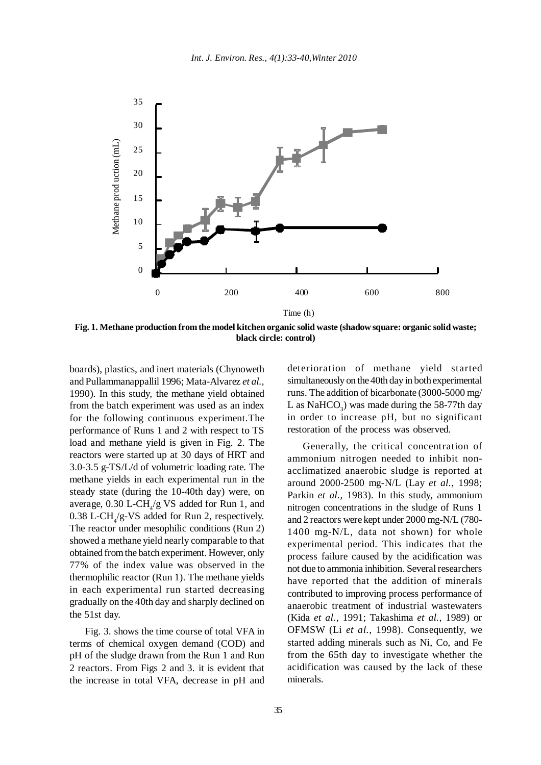Fig. 1. Methane production from the model kitchen organic solid waste (shadow square: organic solid waste; black circle: control)

boards), plastics, and inert materials (Chynoweth and Pullammanappallil 1996; Mata-Alvarez *et al.,* 1990). In this study, the methane yield obtained from the batch experiment was used as an index for the following continuous experiment.The performance of Runs 1 and 2 with respect to TS load and methane yield is given in Fig. 2. The reactors were started up at 30 days of HRT and 3.0-3.5 g-TS/L/d of volumetric loading rate. The methane yields in each experimental run in the steady state (during the 10-40th day) were, on average, 0.30 L-$CH_4$/g VS added for Run 1, and 0.38 L-$CH_4$/g-VS added for Run 2, respectively. The reactor under mesophilic conditions (Run 2) showed a methane yield nearly comparable to that obtained from the batch experiment. However, only 77% of the index value was observed in the thermophilic reactor (Run 1). The methane yields in each experimental run started decreasing gradually on the 40th day and sharply declined on the 51st day.

Fig. 3. shows the time course of total VFA in terms of chemical oxygen demand (COD) and pH of the sludge drawn from the Run 1 and Run 2 reactors. From Figs 2 and 3. it is evident that the increase in total VFA, decrease in pH and deterioration of methane yield started simultaneously on the 40th day in both experimental runs. The addition of bicarbonate (3000-5000 mg/L as $NaHCO_3$) was made during the 58-77th day in order to increase pH, but no significant restoration of the process was observed.

Generally, the critical concentration of ammonium nitrogen needed to inhibit non-acclimatized anaerobic sludge is reported at around 2000-2500 mg-N/L (Lay *et al.,* 1998; Parkin *et al.,* 1983). In this study, ammonium nitrogen concentrations in the sludge of Runs 1 and 2 reactors were kept under 2000 mg-N/L (780-1400 mg-N/L, data not shown) for whole experimental period. This indicates that the process failure caused by the acidification was not due to ammonia inhibition. Several researchers have reported that the addition of minerals contributed to improving process performance of anaerobic treatment of industrial wastewaters (Kida *et al.,* 1991; Takashima *et al.,* 1989) or OFMSW (Li *et al.,* 1998). Consequently, we started adding minerals such as Ni, Co, and Fe from the 65th day to investigate whether the acidification was caused by the lack of these minerals.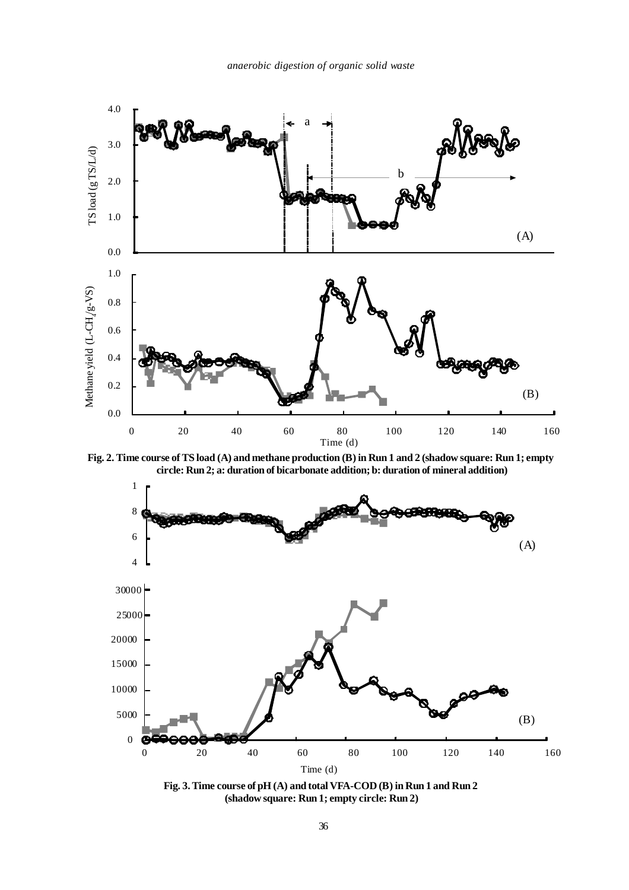**Fig. 2. Time course of TS load (A) and methane production (B) in Run 1 and 2 (shadow square: Run 1; empty circle: Run 2; a: duration of bicarbonate addition; b: duration of mineral addition)**

**Fig. 3. Time course of pH (A) and total VFA-COD (B) in Run 1 and Run 2 (shadow square: Run 1; empty circle: Run 2)**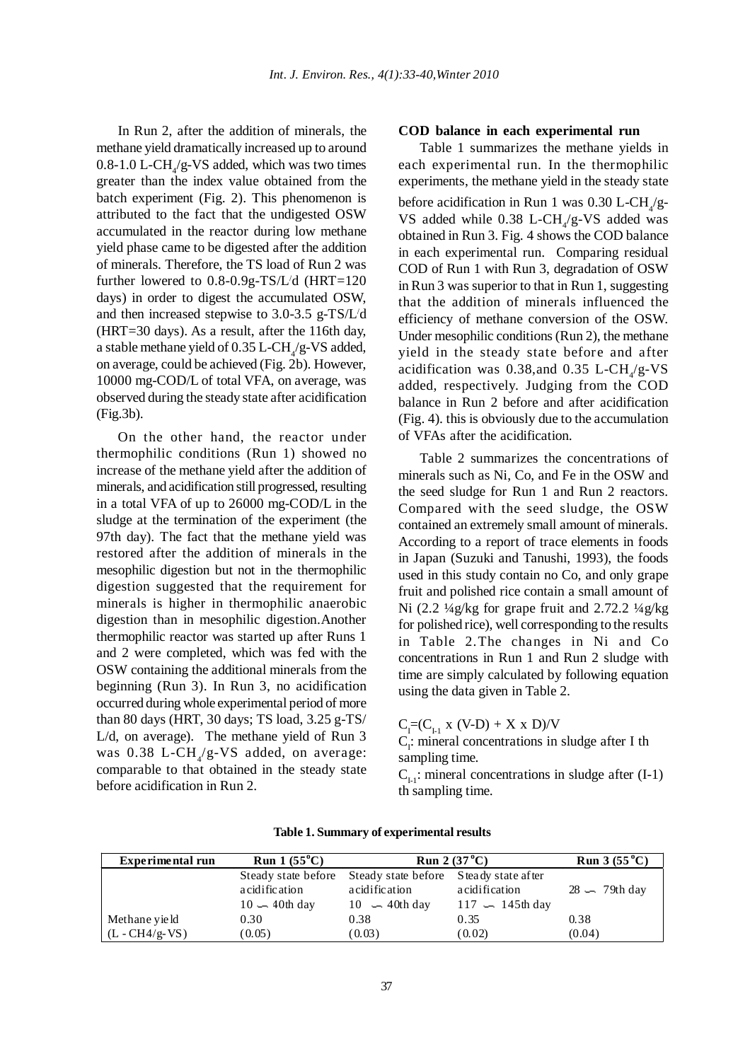In Run 2, after the addition of minerals, the methane yield dramatically increased up to around 0.8-1.0 L-$CH_4$/g-VS added, which was two times greater than the index value obtained from the batch experiment (Fig. 2). This phenomenon is attributed to the fact that the undigested OSW accumulated in the reactor during low methane yield phase came to be digested after the addition of minerals. Therefore, the TS load of Run 2 was further lowered to 0.8-0.9g-TS/L/d (HRT=120 days) in order to digest the accumulated OSW, and then increased stepwise to 3.0-3.5 g-TS/L/d (HRT=30 days). As a result, after the 116th day, a stable methane yield of 0.35 L-$CH_4$/g-VS added, on average, could be achieved (Fig. 2b). However, 10000 mg-COD/L of total VFA, on average, was observed during the steady state after acidification (Fig.3b).

On the other hand, the reactor under thermophilic conditions (Run 1) showed no increase of the methane yield after the addition of minerals, and acidification still progressed, resulting in a total VFA of up to 26000 mg-COD/L in the sludge at the termination of the experiment (the 97th day). The fact that the methane yield was restored after the addition of minerals in the mesophilic digestion but not in the thermophilic digestion suggested that the requirement for minerals is higher in thermophilic anaerobic digestion than in mesophilic digestion.Another thermophilic reactor was started up after Runs 1 and 2 were completed, which was fed with the OSW containing the additional minerals from the beginning (Run 3). In Run 3, no acidification occurred during whole experimental period of more than 80 days (HRT, 30 days; TS load, 3.25 g-TS/L/d, on average). The methane yield of Run 3 was 0.38 L-$CH_4$/g-VS added, on average: comparable to that obtained in the steady state before acidification in Run 2.

**COD balance in each experimental run**

Table 1 summarizes the methane yields in each experimental run. In the thermophilic experiments, the methane yield in the steady state before acidification in Run 1 was 0.30 L-$CH_4$/g-VS added while 0.38 L-$CH_4$/g-VS added was obtained in Run 3. Fig. 4 shows the COD balance in each experimental run. Comparing residual COD of Run 1 with Run 3, degradation of OSW in Run 3 was superior to that in Run 1, suggesting that the addition of minerals influenced the efficiency of methane conversion of the OSW. Under mesophilic conditions (Run 2), the methane yield in the steady state before and after acidification was 0.38,and 0.35 L-$CH_4$/g-VS added, respectively. Judging from the COD balance in Run 2 before and after acidification (Fig. 4). this is obviously due to the accumulation of VFAs after the acidification.

Table 2 summarizes the concentrations of minerals such as Ni, Co, and Fe in the OSW and the seed sludge for Run 1 and Run 2 reactors. Compared with the seed sludge, the OSW contained an extremely small amount of minerals. According to a report of trace elements in foods in Japan (Suzuki and Tanushi, 1993), the foods used in this study contain no Co, and only grape fruit and polished rice contain a small amount of Ni (2.2 ¼g/kg for grape fruit and 2.72.2 ¼g/kg for polished rice), well corresponding to the results in Table 2.The changes in Ni and Co concentrations in Run 1 and Run 2 sludge with time are simply calculated by following equation using the data given in Table 2.

$$C_I=(C_{I-1} \times (V-D) + X \times D)/V$$

$C_I$: mineral concentrations in sludge after I th sampling time.

$C_{I-1}$: mineral concentrations in sludge after (I-1) th sampling time.

**Table 1. Summary of experimental results**

| Experimental run | Run 1 (55°C) | Run 2 (37°C) | | Run 3 (55°C) |
|---|---|---|---|---|
| | Steady state before acidification 10 ∽ 40th day | Steady state before acidification 10 ∽ 40th day | Steady state after acidification 117 ∽ 145th day | 28 ∽ 79th day |
| Methane yield (L - CH4/g-VS) | 0.30 (0.05) | 0.38 (0.03) | 0.35 (0.02) | 0.38 (0.04) |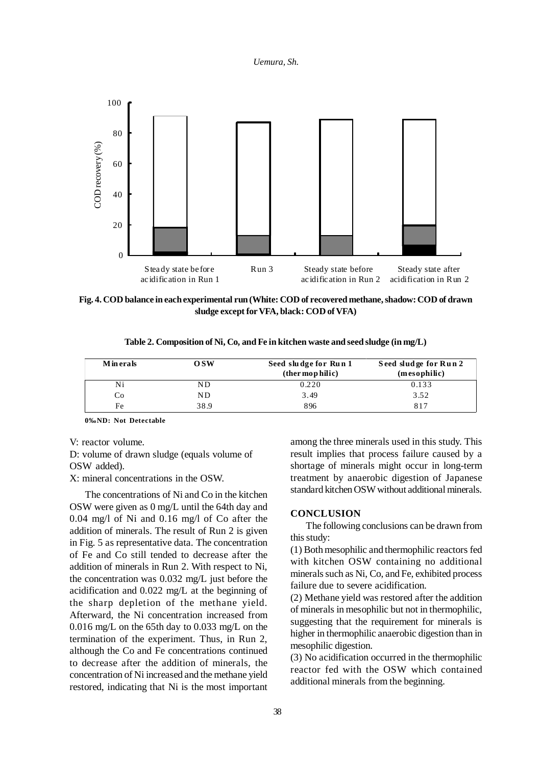Fig. 4. COD balance in each experimental run (White: COD of recovered methane, shadow: COD of drawn sludge except for VFA, black: COD of VFA)

**Table 2. Composition of Ni, Co, and Fe in kitchen waste and seed sludge (in mg/L)**

| Minerals | OSW | Seed sludge for Run 1 (thermophilic) | Seed sludge for Run 2 (mesophilic) |
|---|---|---|---|
| Ni | ND | 0.220 | 0.133 |
| Co | ND | 3.49 | 3.52 |
| Fe | 38.9 | 896 | 817 |

0‰ND: Not Detectable

V: reactor volume.

D: volume of drawn sludge (equals volume of OSW added).

X: mineral concentrations in the OSW.

The concentrations of Ni and Co in the kitchen OSW were given as 0 mg/L until the 64th day and 0.04 mg/l of Ni and 0.16 mg/l of Co after the addition of minerals. The result of Run 2 is given in Fig. 5 as representative data. The concentration of Fe and Co still tended to decrease after the addition of minerals in Run 2. With respect to Ni, the concentration was 0.032 mg/L just before the acidification and 0.022 mg/L at the beginning of the sharp depletion of the methane yield. Afterward, the Ni concentration increased from 0.016 mg/L on the 65th day to 0.033 mg/L on the termination of the experiment. Thus, in Run 2, although the Co and Fe concentrations continued to decrease after the addition of minerals, the concentration of Ni increased and the methane yield restored, indicating that Ni is the most important among the three minerals used in this study. This result implies that process failure caused by a shortage of minerals might occur in long-term treatment by anaerobic digestion of Japanese standard kitchen OSW without additional minerals.

## CONCLUSION

The following conclusions can be drawn from this study:

(1) Both mesophilic and thermophilic reactors fed with kitchen OSW containing no additional minerals such as Ni, Co, and Fe, exhibited process failure due to severe acidification.

(2) Methane yield was restored after the addition of minerals in mesophilic but not in thermophilic, suggesting that the requirement for minerals is higher in thermophilic anaerobic digestion than in mesophilic digestion.

(3) No acidification occurred in the thermophilic reactor fed with the OSW which contained additional minerals from the beginning.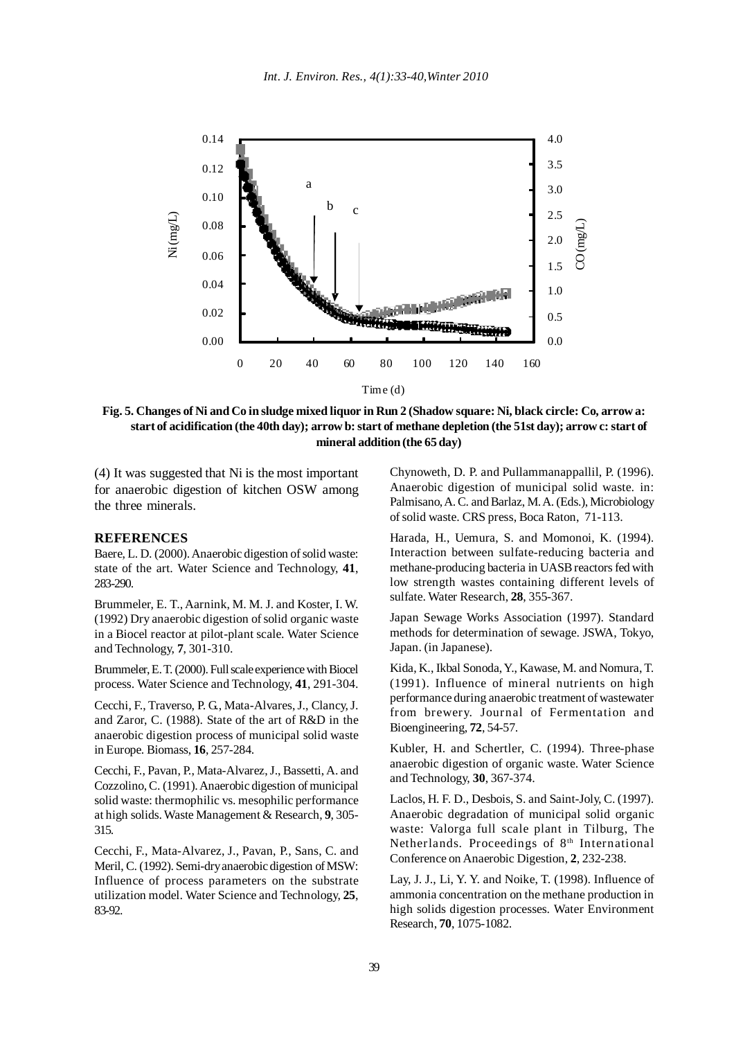**Fig. 5. Changes of Ni and Co in sludge mixed liquor in Run 2 (Shadow square: Ni, black circle: Co, arrow a: start of acidification (the 40th day); arrow b: start of methane depletion (the 51st day); arrow c: start of mineral addition (the 65 day)**

(4) It was suggested that Ni is the most important for anaerobic digestion of kitchen OSW among the three minerals.

## REFERENCES

Baere, L. D. (2000). Anaerobic digestion of solid waste: state of the art. Water Science and Technology, **41**, 283-290.

Brummeler, E. T., Aarnink, M. M. J. and Koster, I. W. (1992) Dry anaerobic digestion of solid organic waste in a Biocel reactor at pilot-plant scale. Water Science and Technology, **7**, 301-310.

Brummeler, E. T. (2000). Full scale experience with Biocel process. Water Science and Technology, **41**, 291-304.

Cecchi, F., Traverso, P. G., Mata-Alvares, J., Clancy, J. and Zaror, C. (1988). State of the art of R&D in the anaerobic digestion process of municipal solid waste in Europe. Biomass, **16**, 257-284.

Cecchi, F., Pavan, P., Mata-Alvarez, J., Bassetti, A. and Cozzolino, C. (1991). Anaerobic digestion of municipal solid waste: thermophilic vs. mesophilic performance at high solids. Waste Management & Research, **9**, 305-315.

Cecchi, F., Mata-Alvarez, J., Pavan, P., Sans, C. and Meril, C. (1992). Semi-dry anaerobic digestion of MSW: Influence of process parameters on the substrate utilization model. Water Science and Technology, **25**, 83-92.

Chynoweth, D. P. and Pullammanappallil, P. (1996). Anaerobic digestion of municipal solid waste. in: Palmisano, A. C. and Barlaz, M. A. (Eds.), Microbiology of solid waste. CRS press, Boca Raton, 71-113.

Harada, H., Uemura, S. and Momonoi, K. (1994). Interaction between sulfate-reducing bacteria and methane-producing bacteria in UASB reactors fed with low strength wastes containing different levels of sulfate. Water Research, **28**, 355-367.

Japan Sewage Works Association (1997). Standard methods for determination of sewage. JSWA, Tokyo, Japan. (in Japanese).

Kida, K., Ikbal Sonoda, Y., Kawase, M. and Nomura, T. (1991). Influence of mineral nutrients on high performance during anaerobic treatment of wastewater from brewery. Journal of Fermentation and Bioengineering, **72**, 54-57.

Kubler, H. and Schertler, C. (1994). Three-phase anaerobic digestion of organic waste. Water Science and Technology, **30**, 367-374.

Laclos, H. F. D., Desbois, S. and Saint-Joly, C. (1997). Anaerobic degradation of municipal solid organic waste: Valorga full scale plant in Tilburg, The Netherlands. Proceedings of 8th International Conference on Anaerobic Digestion, **2**, 232-238.

Lay, J. J., Li, Y. Y. and Noike, T. (1998). Influence of ammonia concentration on the methane production in high solids digestion processes. Water Environment Research, **70**, 1075-1082.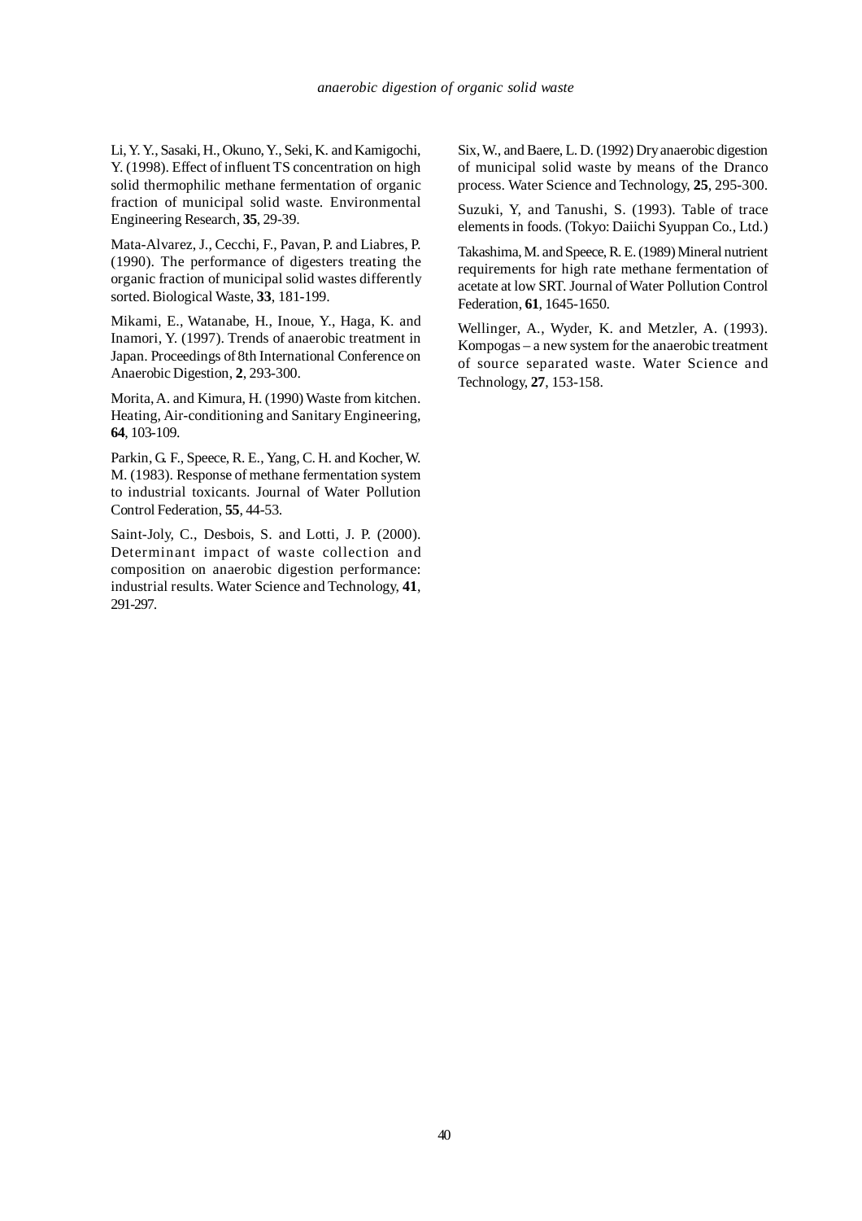Li, Y. Y., Sasaki, H., Okuno, Y., Seki, K. and Kamigochi, Y. (1998). Effect of influent TS concentration on high solid thermophilic methane fermentation of organic fraction of municipal solid waste. Environmental Engineering Research, **35**, 29-39.

Mata-Alvarez, J., Cecchi, F., Pavan, P. and Liabres, P. (1990). The performance of digesters treating the organic fraction of municipal solid wastes differently sorted. Biological Waste, **33**, 181-199.

Mikami, E., Watanabe, H., Inoue, Y., Haga, K. and Inamori, Y. (1997). Trends of anaerobic treatment in Japan. Proceedings of 8th International Conference on Anaerobic Digestion, **2**, 293-300.

Morita, A. and Kimura, H. (1990) Waste from kitchen. Heating, Air-conditioning and Sanitary Engineering, **64**, 103-109.

Parkin, G. F., Speece, R. E., Yang, C. H. and Kocher, W. M. (1983). Response of methane fermentation system to industrial toxicants. Journal of Water Pollution Control Federation, **55**, 44-53.

Saint-Joly, C., Desbois, S. and Lotti, J. P. (2000). Determinant impact of waste collection and composition on anaerobic digestion performance: industrial results. Water Science and Technology, **41**, 291-297.

Six, W., and Baere, L. D. (1992) Dry anaerobic digestion of municipal solid waste by means of the Dranco process. Water Science and Technology, **25**, 295-300.

Suzuki, Y, and Tanushi, S. (1993). Table of trace elements in foods. (Tokyo: Daiichi Syuppan Co., Ltd.)

Takashima, M. and Speece, R. E. (1989) Mineral nutrient requirements for high rate methane fermentation of acetate at low SRT. Journal of Water Pollution Control Federation, **61**, 1645-1650.

Wellinger, A., Wyder, K. and Metzler, A. (1993). Kompogas – a new system for the anaerobic treatment of source separated waste. Water Science and Technology, **27**, 153-158.